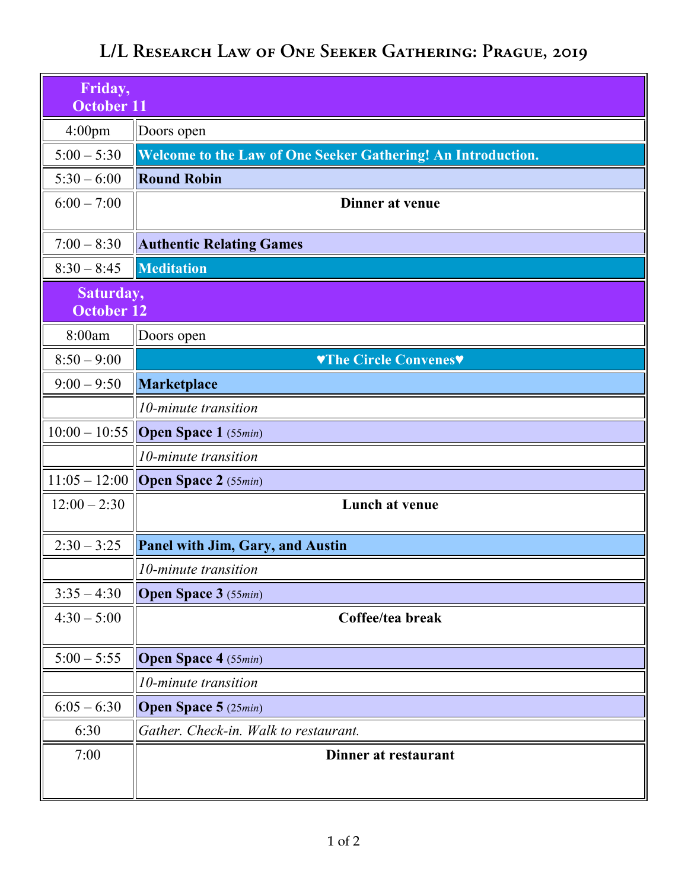# L/L Research Law of One Seeker Gathering: Prague, 2019

| | |
|---|---|
| **Friday, October 11** | |
| 4:00pm | Doors open |
| 5:00 – 5:30 | **Welcome to the Law of One Seeker Gathering! An Introduction.** |
| 5:30 – 6:00 | **Round Robin** |
| 6:00 – 7:00 | **Dinner at venue** |
| 7:00 – 8:30 | **Authentic Relating Games** |
| 8:30 – 8:45 | **Meditation** |
| **Saturday, October 12** | |
| 8:00am | Doors open |
| 8:50 – 9:00 | **♥The Circle Convenes♥** |
| 9:00 – 9:50 | **Marketplace** |
| | *10-minute transition* |
| 10:00 – 10:55 | **Open Space 1** (55*min*) |
| | *10-minute transition* |
| 11:05 – 12:00 | **Open Space 2** (55*min*) |
| 12:00 – 2:30 | **Lunch at venue** |
| 2:30 – 3:25 | **Panel with Jim, Gary, and Austin** |
| | *10-minute transition* |
| 3:35 – 4:30 | **Open Space 3** (55*min*) |
| 4:30 – 5:00 | **Coffee/tea break** |
| 5:00 – 5:55 | **Open Space 4** (55*min*) |
| | *10-minute transition* |
| 6:05 – 6:30 | **Open Space 5** (25*min*) |
| 6:30 | *Gather. Check-in. Walk to restaurant.* |
| 7:00 | **Dinner at restaurant** |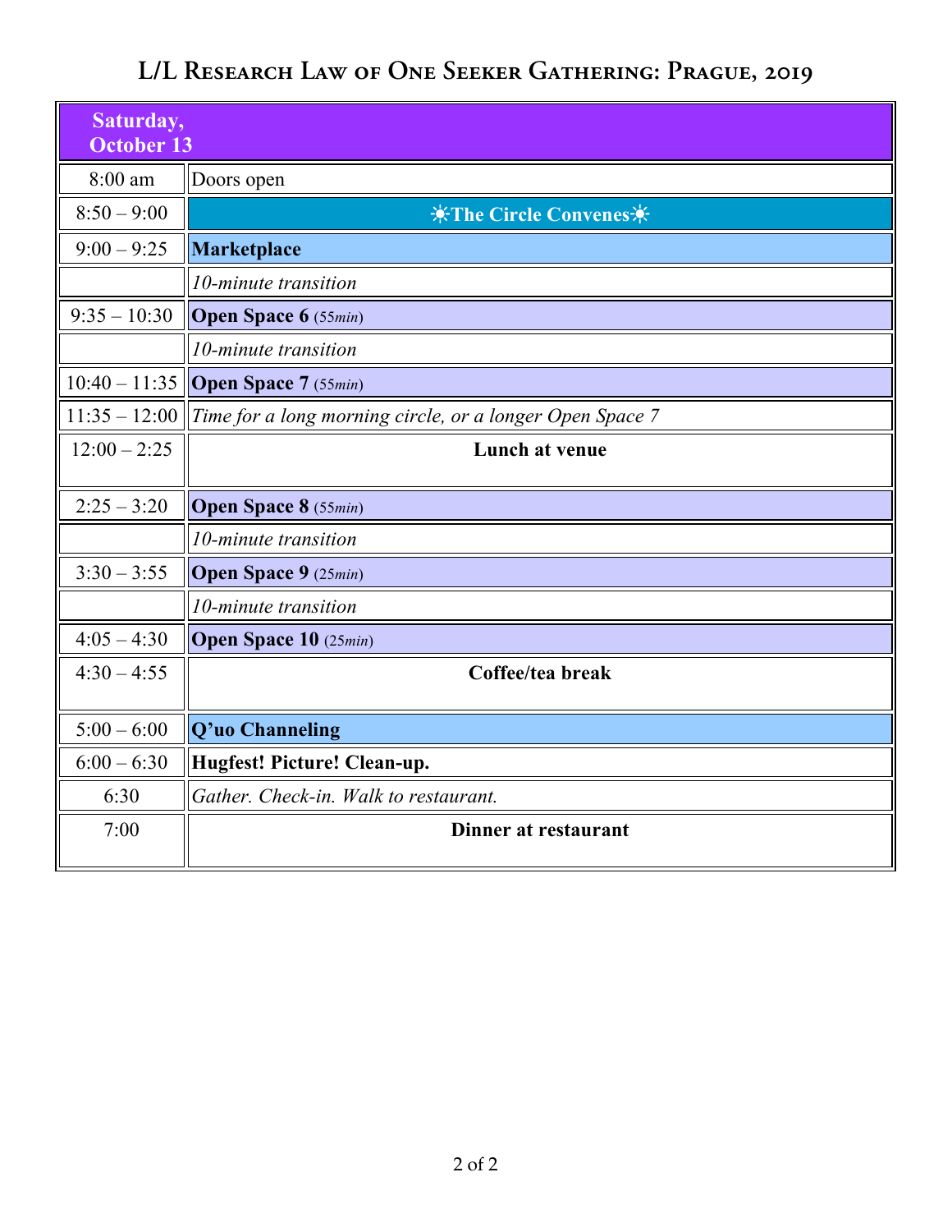# L/L Research Law of One Seeker Gathering: Prague, 2019

| Saturday, October 13 | |
|---|---|
| 8:00 am | Doors open |
| 8:50 – 9:00 | **☀The Circle Convenes☀** |
| 9:00 – 9:25 | **Marketplace** |
| | *10-minute transition* |
| 9:35 – 10:30 | **Open Space 6** (55*min*) |
| | *10-minute transition* |
| 10:40 – 11:35 | **Open Space 7** (55*min*) |
| 11:35 – 12:00 | *Time for a long morning circle, or a longer Open Space 7* |
| 12:00 – 2:25 | **Lunch at venue** |
| 2:25 – 3:20 | **Open Space 8** (55*min*) |
| | *10-minute transition* |
| 3:30 – 3:55 | **Open Space 9** (25*min*) |
| | *10-minute transition* |
| 4:05 – 4:30 | **Open Space 10** (25*min*) |
| 4:30 – 4:55 | **Coffee/tea break** |
| 5:00 – 6:00 | **Q'uo Channeling** |
| 6:00 – 6:30 | **Hugfest! Picture! Clean-up.** |
| 6:30 | *Gather. Check-in. Walk to restaurant.* |
| 7:00 | **Dinner at restaurant** |